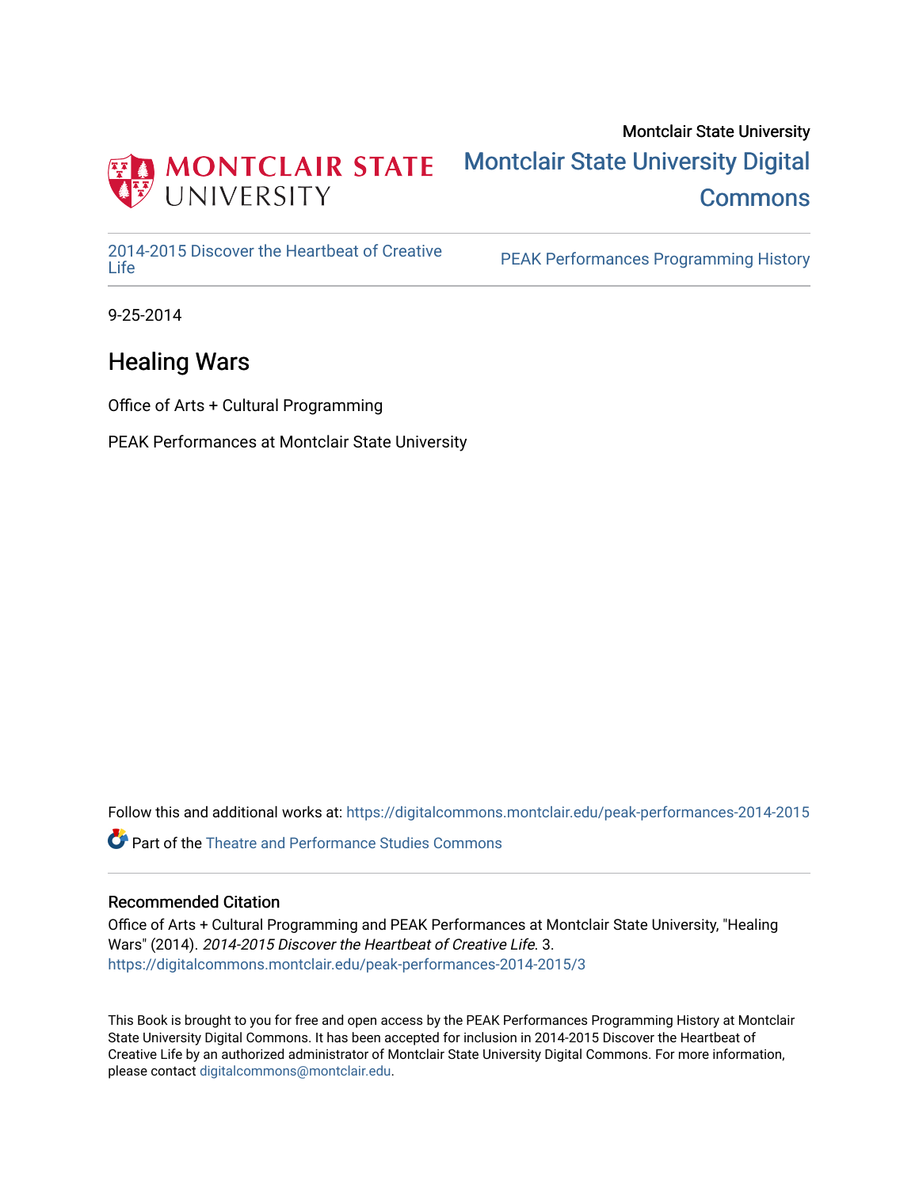Montclair State University

Montclair State University Digital Commons

2014-2015 Discover the Heartbeat of Creative Life

PEAK Performances Programming History

9-25-2014

# Healing Wars

Office of Arts + Cultural Programming

PEAK Performances at Montclair State University

Follow this and additional works at: https://digitalcommons.montclair.edu/peak-performances-2014-2015

Part of the Theatre and Performance Studies Commons

## Recommended Citation

Office of Arts + Cultural Programming and PEAK Performances at Montclair State University, "Healing Wars" (2014). *2014-2015 Discover the Heartbeat of Creative Life*. 3.
https://digitalcommons.montclair.edu/peak-performances-2014-2015/3

This Book is brought to you for free and open access by the PEAK Performances Programming History at Montclair State University Digital Commons. It has been accepted for inclusion in 2014-2015 Discover the Heartbeat of Creative Life by an authorized administrator of Montclair State University Digital Commons. For more information, please contact digitalcommons@montclair.edu.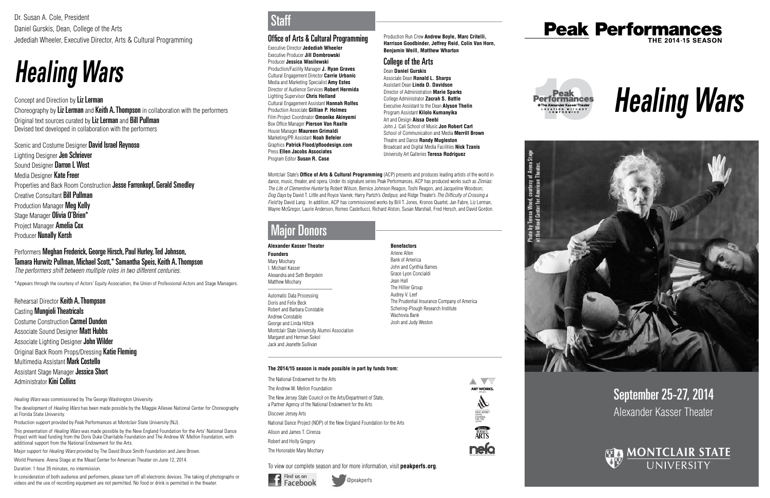Dr. Susan A. Cole, President
Daniel Gurskis, Dean, College of the Arts
Jedediah Wheeler, Executive Director, Arts & Cultural Programming

# *Healing Wars*

Concept and Direction by **Liz Lerman**
Choreography by **Liz Lerman** and **Keith A. Thompson** in collaboration with the performers
Original text sources curated by **Liz Lerman** and **Bill Pullman**
Devised text developed in collaboration with the performers

Scenic and Costume Designer **David Israel Reynoso**
Lighting Designer **Jen Schriever**
Sound Designer **Darron L West**
Media Designer **Kate Freer**
Properties and Back Room Construction **Jesse Farrenkopf, Gerald Smedley**
Creative Consultant **Bill Pullman**
Production Manager **Meg Kelly**
Stage Manager **Olivia O'Brien***
Project Manager **Amelia Cox**
Producer **Nunally Kersh**

Performers **Meghan Frederick, George Hirsch, Paul Hurley, Ted Johnson, Tamara Hurwitz Pullman, Michael Scott,* Samantha Speis, Keith A. Thompson**
*The performers shift between multiple roles in two different centuries.*

*Appears through the courtesy of Actors' Equity Association, the Union of Professional Actors and Stage Managers.

Rehearsal Director **Keith A. Thompson**
Casting **Mungioli Theatricals**
Costume Construction **Carmel Dundon**
Associate Sound Designer **Matt Hubbs**
Associate Lighting Designer **John Wilder**
Original Back Room Props/Dressing **Katie Fleming**
Multimedia Assistant **Mark Costello**
Assistant Stage Manager **Jessica Short**
Administrator **Kini Collins**

*Healing Wars* was commissioned by The George Washington University.

The development of *Healing Wars* has been made possible by the Maggie Allesee National Center for Choreography at Florida State University.

Production support provided by Peak Performances at Montclair State University (NJ).

This presentation of *Healing Wars* was made possible by the New England Foundation for the Arts' National Dance Project with lead funding from the Doris Duke Charitable Foundation and The Andrew W. Mellon Foundation, with additional support from the National Endowment for the Arts.

Major support for *Healing Wars* provided by The David Bruce Smith Foundation and Jane Brown.

World Premiere: Arena Stage at the Mead Center for American Theater on June 12, 2014.

Duration: 1 hour 35 minutes, no intermission.

In consideration of both audience and performers, please turn off all electronic devices. The taking of photographs or videos and the use of recording equipment are not permitted. No food or drink is permitted in the theater.

## Staff

### Office of Arts & Cultural Programming

Executive Director **Jedediah Wheeler**
Executive Producer **Jill Dombrowski**
Producer **Jessica Wasilewski**
Production/Facility Manager **J. Ryan Graves**
Cultural Engagement Director **Carrie Urbanic**
Media and Marketing Specialist **Amy Estes**
Director of Audience Services **Robert Hermida**
Lighting Supervisor **Chris Holland**
Cultural Engagement Assistant **Hannah Rolfes**
Production Associate **Gillian P. Holmes**
Film Project Coordinator **Omonike Akinyemi**
Box Office Manager **Pierson Van Raalte**
House Manager **Maureen Grimaldi**
Marketing/PR Assistant **Noah Befeler**
Graphics **Patrick Flood/pfloodesign.com**
Press **Ellen Jacobs Associates**
Program Editor **Susan R. Case**

Production Run Crew **Andrew Boyle, Marc Critelli, Harrison Goodbinder, Jeffrey Reid, Colin Van Horn, Benjamin Weill, Matthew Wharton**

### College of the Arts

Dean **Daniel Gurskis**
Associate Dean **Ronald L. Sharps**
Assistant Dean **Linda D. Davidson**
Director of Administration **Marie Sparks**
College Administrator **Zacrah S. Battle**
Executive Assistant to the Dean **Alyson Thelin**
Program Assistant **Kilolo Kumanyika**
Art and Design **Aissa Deebi**
John J. Cali School of Music **Jon Robert Cart**
School of Communication and Media **Merrill Brown**
Theatre and Dance **Randy Mugleston**
Broadcast and Digital Media Facilities **Nick Tzanis**
University Art Galleries **Teresa Rodriguez**

Montclair State's **Office of Arts & Cultural Programming** (ACP) presents and produces leading artists of the world in dance, music, theater, and opera. Under its signature series Peak Performances, ACP has produced works such as *Zinnias: The Life of Clementine Hunter* by Robert Wilson, Bernice Johnson Reagon, Toshi Reagon, and Jacqueline Woodson; *Dog Days* by David T. Little and Royce Vavrek; Harry Partch's *Oedipus*; and Ridge Theater's *The Difficulty of Crossing a Field* by David Lang. In addition, ACP has commissioned works by Bill T. Jones, Kronos Quartet, Jan Fabre, Liz Lerman, Wayne McGregor, Laurie Anderson, Romeo Castellucci, Richard Alston, Susan Marshall, Fred Hersch, and David Gordon.

## Major Donors

**Alexander Kasser Theater**

**Founders**
Mary Mochary
I. Michael Kasser
Alexandra and Seth Bergstein
Matthew Mochary

Automatic Data Processing
Doris and Felix Beck
Robert and Barbara Constable
Andrew Constable
George and Linda Hiltzik
Montclair State University Alumni Association
Margaret and Herman Sokol
Jack and Jeanette Sullivan

**Benefactors**
Arlene Allen
Bank of America
John and Cynthia Barnes
Grace Lyon Concialdi
Jean Hall
The Hillier Group
Audrey V. Leef
The Prudential Insurance Company of America
Schering-Plough Research Institute
Wachovia Bank
Josh and Judy Weston

**The 2014/15 season is made possible in part by funds from:**

The National Endowment for the Arts
The Andrew W. Mellon Foundation
The New Jersey State Council on the Arts/Department of State, a Partner Agency of the National Endowment for the Arts
Discover Jersey Arts
National Dance Project (NDP) of the New England Foundation for the Arts
Alison and James T. Cirenza
Robert and Holly Gregory
The Honorable Mary Mochary

To view our complete season and for more information, visit **peakperfs.org**.

Find us on Facebook | @peakperfs

# Peak Performances
THE 2014-15 SEASON

# *Healing Wars*

Photo by Teresa Wood, courtesy of Arena Stage at the Mead Center for American Theater.

## September 25-27, 2014
Alexander Kasser Theater

MONTCLAIR STATE UNIVERSITY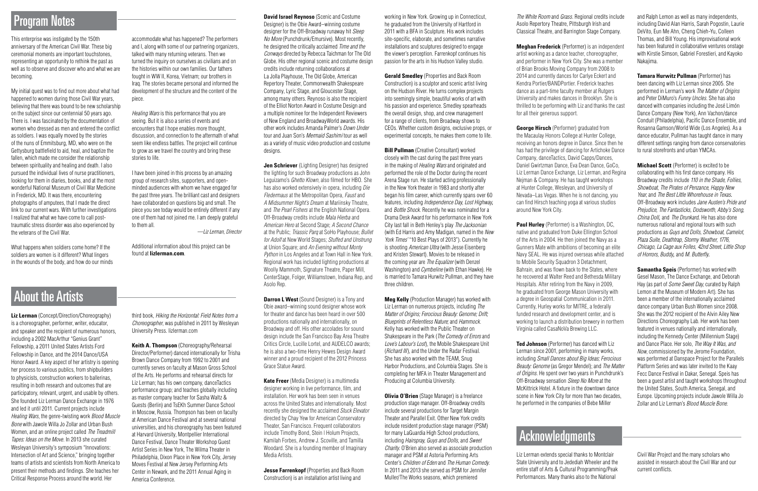# Program Notes

This enterprise was instigated by the 150th anniversary of the American Civil War. These big ceremonial moments are important touchstones, representing an opportunity to rethink the past as well as to observe and discover who and what we are becoming.

My initial quest was to find out more about what had happened to women during those Civil War years, believing that there was bound to be new scholarship on the subject since our centennial 50 years ago. There is. I was fascinated by the documentation of women who dressed as men and entered the conflict as soldiers. I was equally moved by the stories of the nuns of Emmitsburg, MD, who were on the Gettysburg battlefield to aid, heal, and baptize the fallen, which made me consider the relationship between spirituality and healing and death. I also pursued the individual lives of nurse practitioners, looking for them in diaries, books, and at the most wonderful National Museum of Civil War Medicine in Frederick, MD. It was there, encountering photographs of amputees, that I made the direct link to our current wars. With further investigations I realized that what we have come to call post-traumatic stress disorder was also experienced by the veterans of the Civil War.

What happens when soldiers come home? If the soldiers are women is it different? What lingers in the wounds of the body, and how do our minds accommodate what has happened? The performers and I, along with some of our partnering organizers, talked with many returning veterans. Then we turned the inquiry on ourselves as civilians and on the histories within our own families. Our fathers fought in WW II, Korea, Vietnam; our brothers in Iraq. The stories became personal and informed the development of the structure and the content of the piece.

*Healing Wars* is this performance that you are seeing. But it is also a series of events and encounters that I hope enables more thought, discussion, and connection to the aftermath of what seem like endless battles. The project will continue to grow as we travel the country and bring these stories to life.

I have been joined in this process by an amazing group of research sites, supporters, and open-minded audiences with whom we have engaged for the past three years. The brilliant cast and designers have collaborated on questions big and small. The piece you see today would be entirely different if any one of them had not joined me. I am deeply grateful to them all.

*—Liz Lerman, Director*

Additional information about this project can be found at **lizlerman.com**.

# About the Artists

**Liz Lerman** (Concept/Direction/Choreography) is a choreographer, performer, writer, educator, and speaker and the recipient of numerous honors, including a 2002 MacArthur "Genius Grant" Fellowship, a 2011 United States Artists Ford Fellowship in Dance, and the 2014 Dance/USA Honor Award. A key aspect of her artistry is opening her process to various publics, from shipbuilders to physicists, construction workers to ballerinas, resulting in both research and outcomes that are participatory, relevant, urgent, and usable by others. She founded Liz Lerman Dance Exchange in 1976 and led it until 2011. Current projects include *Healing Wars*, the genre-twisting work *Blood Muscle Bone* with Jawole Willa Jo Zollar and Urban Bush Women, and an online project called *The Treadmill Tapes: Ideas on the Move*. In 2013 she curated Wesleyan University's symposium "Innovations: Intersection of Art and Science," bringing together teams of artists and scientists from North America to present their methods and findings. She teaches her Critical Response Process around the world. Her third book, *Hiking the Horizontal: Field Notes from a Choreographer*, was published in 2011 by Wesleyan University Press. lizlerman.com

**Keith A. Thompson** (Choreography/Rehearsal Director/Performer) danced internationally for Trisha Brown Dance Company from 1992 to 2001 and currently serves on faculty at Mason Gross School of the Arts. He performs and rehearsal directs for Liz Lerman; has his own company, danceTactics performance group; and teaches globally including as master company teacher for Sasha Waltz & Guests (Berlin) and TsEKh Summer Dance School in Moscow, Russia. Thompson has been on faculty at American Dance Festival and at several national universities, and his choreography has been featured at Harvard University, Montpellier International Dance Festival, Dance Theater Workshop Guest Artist Series in New York, The Wilma Theater in Philadelphia, Dixon Place in New York City, Jersey Moves Festival at New Jersey Performing Arts Center in Newark, and the 2011 Annual Aging in America Conference.

**David Israel Reynoso** (Scenic and Costume Designer) is the Obie Award–winning costume designer for the Off-Broadway runaway hit *Sleep No More* (Punchdrunk/Emursive). Most recently, he designed the critically acclaimed *Time and the Conways* directed by Rebecca Taichman for The Old Globe. His other regional scenic and costume design credits include returning collaborations at La Jolla Playhouse, The Old Globe, American Repertory Theater, Commonwealth Shakespeare Company, Lyric Stage, and Gloucester Stage, among many others. Reynoso is also the recipient of the Elliot Norton Award in Costume Design and a multiple nominee for the Independent Reviewers of New England and BroadwayWorld awards. His other work includes Amanda Palmer's *Down Under* tour and Juan Son's *Mermaid Sashimi* tour as well as a variety of music video production and costume designs.

**Jen Schriever** (Lighting Designer) has designed the lighting for such Broadway productions as John Leguizamo's *Ghetto Klown*, also filmed for HBO. She has also worked extensively in opera, including *Die Fledermaus* at the Metropolitan Opera, *Faust* and *A Midsummer Night's Dream* at Mariinsky Theatre, and *The Pearl Fishers* at the English National Opera. Off-Broadway credits include *Mala Hierba* and *American Hero* at Second Stage; *A Second Chance* at the Public; *Triassic Parq* at SoHo Playhouse; *Bullet for Adolf* at New World Stages; *Stuffed and Unstrung* at Union Square; and *An Evening without Monty Python* in Los Angeles and at Town Hall in New York. Regional work has included lighting productions at Woolly Mammoth, Signature Theatre, Paper Mill, CenterStage, Folger, Williamstown, Indiana Rep, and Asolo Rep.

**Darron L West** (Sound Designer) is a Tony and Obie award–winning sound designer whose work for theater and dance has been heard in over 500 productions nationally and internationally, on Broadway and off. His other accolades for sound design include the San Francisco Bay Area Theatre Critics Circle, Lucille Lortel, and AUDELCO awards; he is also a two-time Henry Hewes Design Award winner and a proud recipient of the 2012 Princess Grace Statue Award.

**Kate Freer** (Media Designer) is a multimedia designer working in live performance, film, and installation. Her work has been seen in venues across the United States and internationally. Most recently she designed the acclaimed *Stuck Elevator* directed by Chay Yew for American Conservatory Theater, San Francisco. Frequent collaborators include Timothy Bond, Stein | Holum Projects, Kamilah Forbes, Andrew J. Scoville, and Tamilla Woodard. She is a founding member of Imaginary Media Artists.

**Jesse Farrenkopf** (Properties and Back Room Construction) is an installation artist living and working in New York. Growing up in Connecticut, he graduated from the University of Hartford in 2011 with a BFA in Sculpture. His work includes site-specific, elaborate, and sometimes narrative installations and sculptures designed to engage the viewer's perception. Farrenkopf continues his passion for the arts in his Hudson Valley studio.

**Gerald Smedley** (Properties and Back Room Construction) is a sculptor and scenic artist living on the Hudson River. He turns complex projects into seemingly simple, beautiful works of art with his passion and experience. Smedley spearheads the overall design, shop, and crew management for a range of clients, from Broadway shows to CEOs. Whether custom designs, exclusive props, or experimental concepts, he makes them come to life.

**Bill Pullman** (Creative Consultant) worked closely with the cast during the past three years in the making of *Healing Wars* and originated and performed the role of the Doctor during the recent Arena Stage run. He started acting professionally in the New York theater in 1983 and shortly after began his film career, which currently spans over 60 features, including *Independence Day*, *Lost Highway*, and *Bottle Shock*. Recently he was nominated for a Drama Desk Award for his performance in New York City last fall in Beth Henley's play *The Jacksonian* (with Ed Harris and Amy Madigan, named in the *New York Times*' "10 Best Plays of 2013"). Currently he is shooting *American Ultra* (with Jesse Eisenberg and Kristen Stewart). Movies to be released in the coming year are *The Equalizer* (with Denzel Washington) and *Cymbeline* (with Ethan Hawke). He is married to Tamara Hurwitz Pullman, and they have three children.

**Meg Kelly** (Production Manager) has worked with Liz Lerman on numerous projects, including *The Matter of Origins; Ferocious Beauty: Genome; Drift; Blueprints of Relentless Nature;* and *Hammock*. Kelly has worked with the Public Theater on Shakespeare in the Park (*The Comedy of Errors* and *Love's Labour's Lost*), the Mobile Shakespeare Unit (*Richard III*), and the Under the Radar Festival. She has also worked with the TEAM, Snug Harbor Productions, and Columbia Stages. She is completing her MFA in Theater Management and Producing at Columbia University.

**Olivia O'Brien** (Stage Manager) is a freelance production stage manager. Off-Broadway credits include several productions for Target Margin Theater and Parallel Exit. Other New York credits include resident production stage manager (PSM) for many LaGuardia High School productions, including *Hairspray, Guys and Dolls*, and *Sweet Charity*. O'Brien also served as associate production manager and PSM at Astoria Performing Arts Center's *Children of Eden* and *The Human Comedy*. In 2011 and 2013 she served as PSM for Jennifer Muller/The Works seasons, which premiered *The White Room* and *Grass*. Regional credits include Asolo Repertory Theatre, Pittsburgh Irish and Classical Theatre, and Barrington Stage Company.

**Meghan Frederick** (Performer) is an independent artist working as a dance teacher, choreographer, and performer in New York City. She was a member of Brian Brooks Moving Company from 2008 to 2014 and currently dances for Carlye Eckert and Kendra Portier/BANDPortier. Frederick teaches dance as a part-time faculty member at Rutgers University and makes dances in Brooklyn. She is thrilled to be performing with Liz and thanks the cast for all their generous support.

**George Hirsch** (Performer) graduated from the Macaulay Honors College at Hunter College, receiving an honors degree in Dance. Since then he has had the privilege of dancing for Artichoke Dance Company, danceTactics, David Capps/Dances, Daniel Gwirtzman Dance, Eva Dean Dance, GoCo, Liz Lerman Dance Exchange, Liz Lerman, and Regina Nejman & Company. He has taught workshops at Hunter College, Wesleyan, and University of Nevada–Las Vegas. When he is not dancing, you can find Hirsch teaching yoga at various studios around New York City.

**Paul Hurley** (Performer) is a Washington, DC, native and graduated from Duke Ellington School of the Arts in 2004. He then joined the Navy as a Gunners Mate with ambitions of becoming an elite Navy SEAL. He was injured overseas while attached to Mobile Security Squadron 3 Detachment, Bahrain, and was flown back to the States, where he recovered at Walter Reed and Bethesda Military Hospitals. After retiring from the Navy in 2009, he graduated from George Mason University with a degree in Geospatial Communication in 2011. Currently, Hurley works for MITRE, a federally funded research and development center, and is working to launch a distribution brewery in northern Virginia called CasaNoVa Brewing LLC.

**Ted Johnson** (Performer) has danced with Liz Lerman since 2001, performing in many works, including *Small Dances about Big Ideas; Ferocious Beauty: Genome* (as Gregor Mendel); and *The Matter of Origins*. He spent over two years in Punchdrunk's Off-Broadway sensation *Sleep No More* at the McKittrick Hotel. A fixture in the downtown dance scene in New York City for more than two decades, he performed in the companies of Bebe Miller and Ralph Lemon as well as many independents, including David Alan Harris, Sarah Pogostin, Laurie DeVito, Eun Me Ahn, Cheng Chieh-Yu, Colleen Thomas, and Bill Young. His improvisational work has been featured in collaborative ventures onstage with Kirstie Simson, Gabriel Forestieri, and Kayoko Nakajima.

**Tamara Hurwitz Pullman** (Performer) has been dancing with Liz Lerman since 2005. She performed in Lerman's work *The Matter of Origins* and Peter DiMuro's *Funny Uncles*. She has also danced with companies including the José Limón Dance Company (New York), Ann Vachon/dance Conduit (Philadelphia), Pacific Dance Ensemble, and Rosanna Gamson/World Wide (Los Angeles). As a dance educator, Pullman has taught dance in many different settings ranging from dance conservatories to rural storefronts and urban YMCAs.

**Michael Scott** (Performer) is excited to be collaborating with his first dance company. His Broadway credits include *110 in the Shade, Follies, Showboat, The Pirates of Penzance, Happy New Year*, and *The Best Little Whorehouse in Texas*. Off-Broadway work includes *Jane Austen's Pride and Prejudice, The Fantasticks, Dodsworth, Abby's Song, China Doll*, and *The Drunkard*. He has also done numerous national and regional tours with such productions as *Guys and Dolls, Showboat, Camelot, Plaza Suite, Deathtrap, Stormy Weather, 1776, Chicago, La Cage aux Folles, 42nd Street, Little Shop of Horrors, Buddy*, and *M. Butterfly*.

**Samantha Speis** (Performer) has worked with Gesel Mason, The Dance Exchange, and Deborah Hay (as part of *Some Sweet Day*, curated by Ralph Lemon at the Museum of Modern Art). She has been a member of the internationally acclaimed dance company Urban Bush Women since 2008. She was the 2012 recipient of the Alvin Ailey New Directions Choreography Lab. Her work has been featured in venues nationally and internationally, including the Kennedy Center (Millennium Stage) and Dance Place. Her solo, *The Way It Was, and Now*, commissioned by the Jerome Foundation, was performed at Danspace Project for the Parallels Platform Series and was later invited to the Kaay Fecc Dance Festival in Dakar, Senegal. Speis has been a guest artist and taught workshops throughout the United States, South America, Senegal, and Europe. Upcoming projects include Jawole Willa Jo Zollar and Liz Lerman's *Blood Muscle Bone*.

# Acknowledgments

Liz Lerman extends special thanks to Montclair State University and to Jedediah Wheeler and the entire staff of Arts & Cultural Programming/Peak Performances. Many thanks also to the National Civil War Project and the many scholars who assisted in research about the Civil War and our current conflicts.